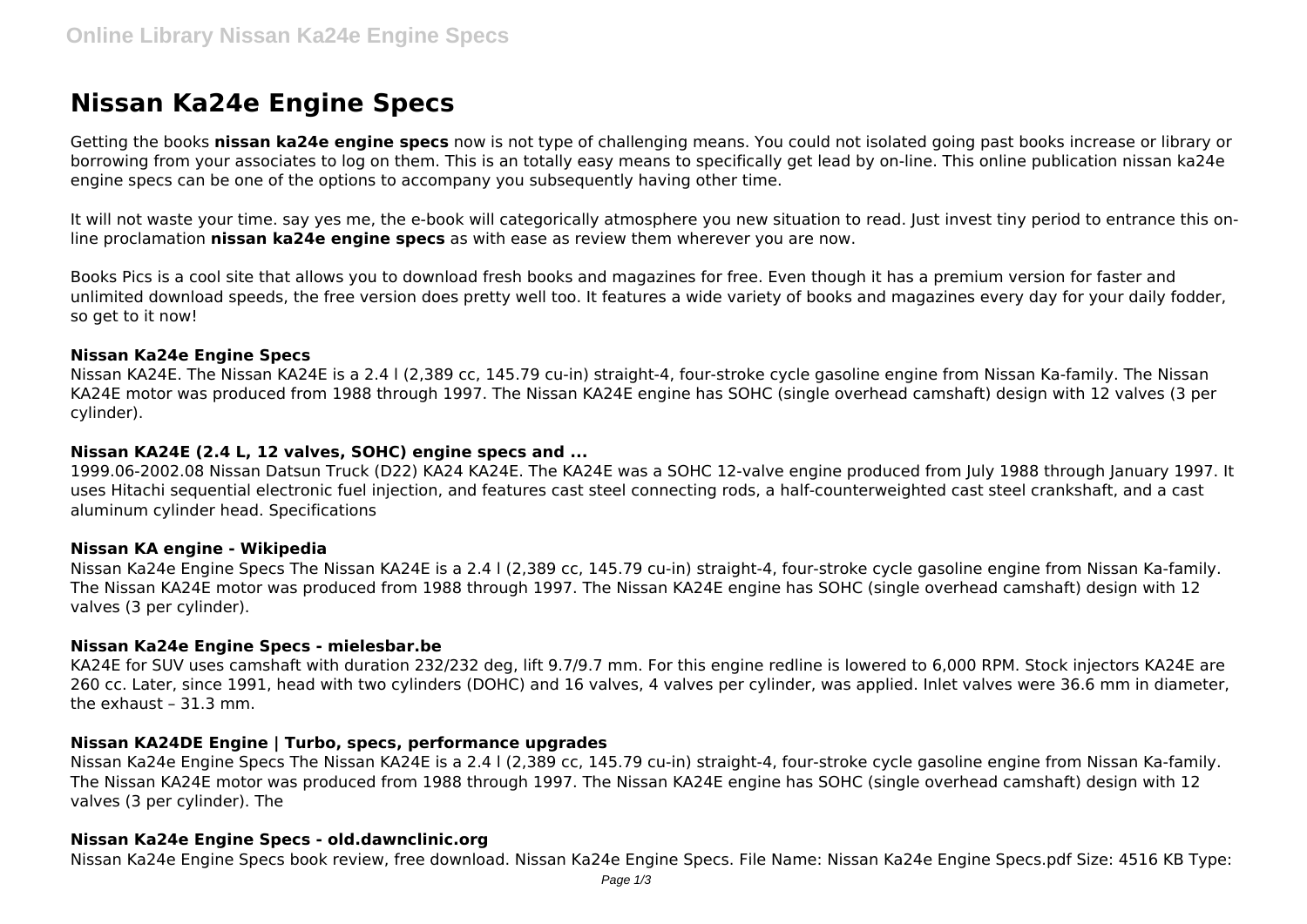# Nissan Ka24e Engine Specs

Getting the books **nissan ka24e engine specs** now is not type of challenging means. You could not isolated going past books increase or library or borrowing from your associates to log on them. This is an totally easy means to specifically get lead by on-line. This online publication nissan ka24e engine specs can be one of the options to accompany you subsequently having other time.

It will not waste your time. say yes me, the e-book will categorically atmosphere you new situation to read. Just invest tiny period to entrance this on-line proclamation **nissan ka24e engine specs** as with ease as review them wherever you are now.

Books Pics is a cool site that allows you to download fresh books and magazines for free. Even though it has a premium version for faster and unlimited download speeds, the free version does pretty well too. It features a wide variety of books and magazines every day for your daily fodder, so get to it now!

### Nissan Ka24e Engine Specs

Nissan KA24E. The Nissan KA24E is a 2.4 l (2,389 cc, 145.79 cu-in) straight-4, four-stroke cycle gasoline engine from Nissan Ka-family. The Nissan KA24E motor was produced from 1988 through 1997. The Nissan KA24E engine has SOHC (single overhead camshaft) design with 12 valves (3 per cylinder).

### Nissan KA24E (2.4 L, 12 valves, SOHC) engine specs and ...

1999.06-2002.08 Nissan Datsun Truck (D22) KA24 KA24E. The KA24E was a SOHC 12-valve engine produced from July 1988 through January 1997. It uses Hitachi sequential electronic fuel injection, and features cast steel connecting rods, a half-counterweighted cast steel crankshaft, and a cast aluminum cylinder head. Specifications

### Nissan KA engine - Wikipedia

Nissan Ka24e Engine Specs The Nissan KA24E is a 2.4 l (2,389 cc, 145.79 cu-in) straight-4, four-stroke cycle gasoline engine from Nissan Ka-family. The Nissan KA24E motor was produced from 1988 through 1997. The Nissan KA24E engine has SOHC (single overhead camshaft) design with 12 valves (3 per cylinder).

### Nissan Ka24e Engine Specs - mielesbar.be

KA24E for SUV uses camshaft with duration 232/232 deg, lift 9.7/9.7 mm. For this engine redline is lowered to 6,000 RPM. Stock injectors KA24E are 260 cc. Later, since 1991, head with two cylinders (DOHC) and 16 valves, 4 valves per cylinder, was applied. Inlet valves were 36.6 mm in diameter, the exhaust – 31.3 mm.

### Nissan KA24DE Engine | Turbo, specs, performance upgrades

Nissan Ka24e Engine Specs The Nissan KA24E is a 2.4 l (2,389 cc, 145.79 cu-in) straight-4, four-stroke cycle gasoline engine from Nissan Ka-family. The Nissan KA24E motor was produced from 1988 through 1997. The Nissan KA24E engine has SOHC (single overhead camshaft) design with 12 valves (3 per cylinder). The

### Nissan Ka24e Engine Specs - old.dawnclinic.org

Nissan Ka24e Engine Specs book review, free download. Nissan Ka24e Engine Specs. File Name: Nissan Ka24e Engine Specs.pdf Size: 4516 KB Type: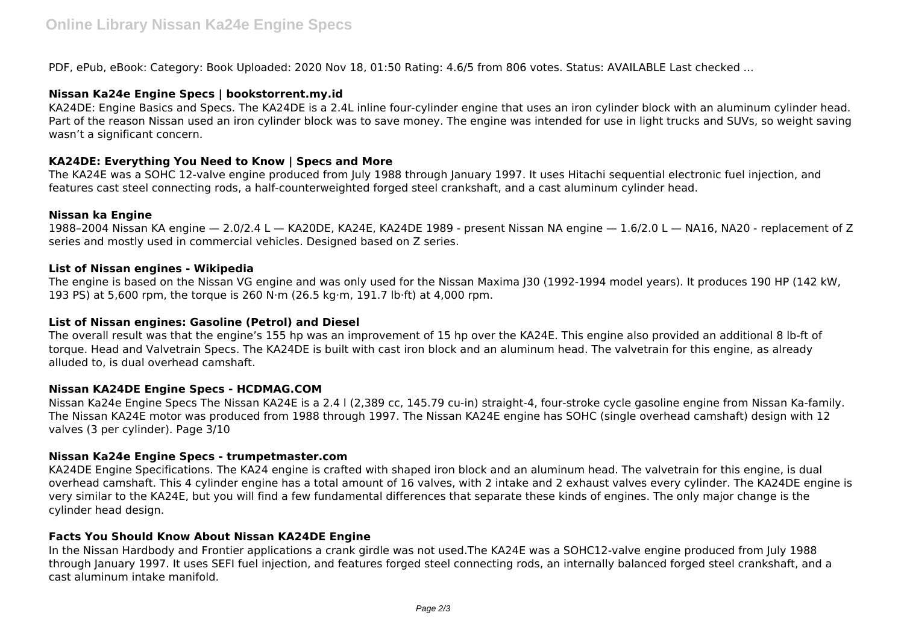PDF, ePub, eBook: Category: Book Uploaded: 2020 Nov 18, 01:50 Rating: 4.6/5 from 806 votes. Status: AVAILABLE Last checked ...

### Nissan Ka24e Engine Specs | bookstorrent.my.id

KA24DE: Engine Basics and Specs. The KA24DE is a 2.4L inline four-cylinder engine that uses an iron cylinder block with an aluminum cylinder head. Part of the reason Nissan used an iron cylinder block was to save money. The engine was intended for use in light trucks and SUVs, so weight saving wasn't a significant concern.

### KA24DE: Everything You Need to Know | Specs and More

The KA24E was a SOHC 12-valve engine produced from July 1988 through January 1997. It uses Hitachi sequential electronic fuel injection, and features cast steel connecting rods, a half-counterweighted forged steel crankshaft, and a cast aluminum cylinder head.

### Nissan ka Engine

1988–2004 Nissan KA engine — 2.0/2.4 L — KA20DE, KA24E, KA24DE 1989 - present Nissan NA engine — 1.6/2.0 L — NA16, NA20 - replacement of Z series and mostly used in commercial vehicles. Designed based on Z series.

### List of Nissan engines - Wikipedia

The engine is based on the Nissan VG engine and was only used for the Nissan Maxima J30 (1992-1994 model years). It produces 190 HP (142 kW, 193 PS) at 5,600 rpm, the torque is 260 N·m (26.5 kg·m, 191.7 lb·ft) at 4,000 rpm.

### List of Nissan engines: Gasoline (Petrol) and Diesel

The overall result was that the engine's 155 hp was an improvement of 15 hp over the KA24E. This engine also provided an additional 8 lb-ft of torque. Head and Valvetrain Specs. The KA24DE is built with cast iron block and an aluminum head. The valvetrain for this engine, as already alluded to, is dual overhead camshaft.

### Nissan KA24DE Engine Specs - HCDMAG.COM

Nissan Ka24e Engine Specs The Nissan KA24E is a 2.4 l (2,389 cc, 145.79 cu-in) straight-4, four-stroke cycle gasoline engine from Nissan Ka-family. The Nissan KA24E motor was produced from 1988 through 1997. The Nissan KA24E engine has SOHC (single overhead camshaft) design with 12 valves (3 per cylinder). Page 3/10

### Nissan Ka24e Engine Specs - trumpetmaster.com

KA24DE Engine Specifications. The KA24 engine is crafted with shaped iron block and an aluminum head. The valvetrain for this engine, is dual overhead camshaft. This 4 cylinder engine has a total amount of 16 valves, with 2 intake and 2 exhaust valves every cylinder. The KA24DE engine is very similar to the KA24E, but you will find a few fundamental differences that separate these kinds of engines. The only major change is the cylinder head design.

### Facts You Should Know About Nissan KA24DE Engine

In the Nissan Hardbody and Frontier applications a crank girdle was not used.The KA24E was a SOHC12-valve engine produced from July 1988 through January 1997. It uses SEFI fuel injection, and features forged steel connecting rods, an internally balanced forged steel crankshaft, and a cast aluminum intake manifold.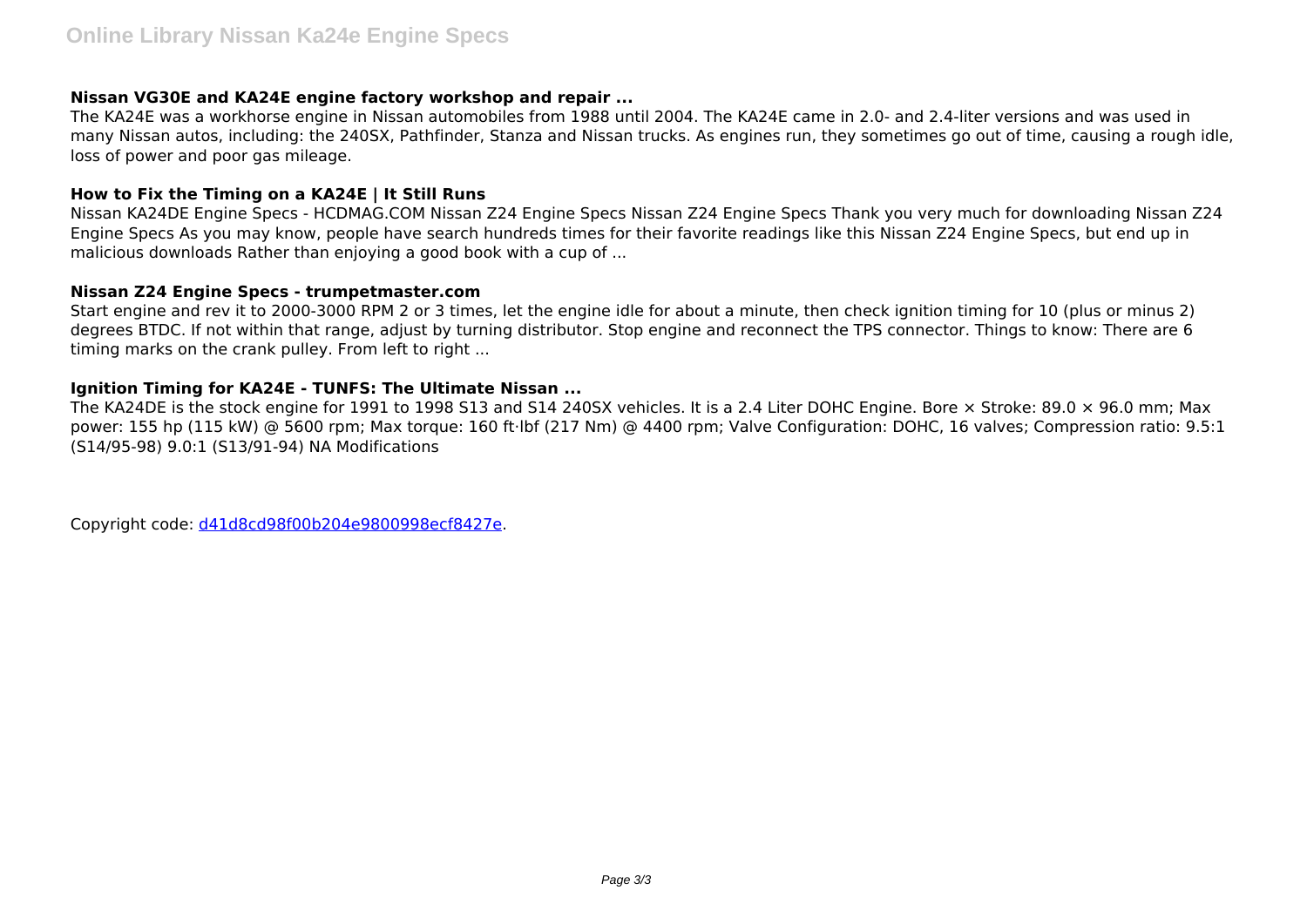### Nissan VG30E and KA24E engine factory workshop and repair ...

The KA24E was a workhorse engine in Nissan automobiles from 1988 until 2004. The KA24E came in 2.0- and 2.4-liter versions and was used in many Nissan autos, including: the 240SX, Pathfinder, Stanza and Nissan trucks. As engines run, they sometimes go out of time, causing a rough idle, loss of power and poor gas mileage.

### How to Fix the Timing on a KA24E | It Still Runs

Nissan KA24DE Engine Specs - HCDMAG.COM Nissan Z24 Engine Specs Nissan Z24 Engine Specs Thank you very much for downloading Nissan Z24 Engine Specs As you may know, people have search hundreds times for their favorite readings like this Nissan Z24 Engine Specs, but end up in malicious downloads Rather than enjoying a good book with a cup of ...

### Nissan Z24 Engine Specs - trumpetmaster.com

Start engine and rev it to 2000-3000 RPM 2 or 3 times, let the engine idle for about a minute, then check ignition timing for 10 (plus or minus 2) degrees BTDC. If not within that range, adjust by turning distributor. Stop engine and reconnect the TPS connector. Things to know: There are 6 timing marks on the crank pulley. From left to right ...

### Ignition Timing for KA24E - TUNFS: The Ultimate Nissan ...

The KA24DE is the stock engine for 1991 to 1998 S13 and S14 240SX vehicles. It is a 2.4 Liter DOHC Engine. Bore × Stroke: 89.0 × 96.0 mm; Max power: 155 hp (115 kW) @ 5600 rpm; Max torque: 160 ft·lbf (217 Nm) @ 4400 rpm; Valve Configuration: DOHC, 16 valves; Compression ratio: 9.5:1 (S14/95-98) 9.0:1 (S13/91-94) NA Modifications

Copyright code: d41d8cd98f00b204e9800998ecf8427e.